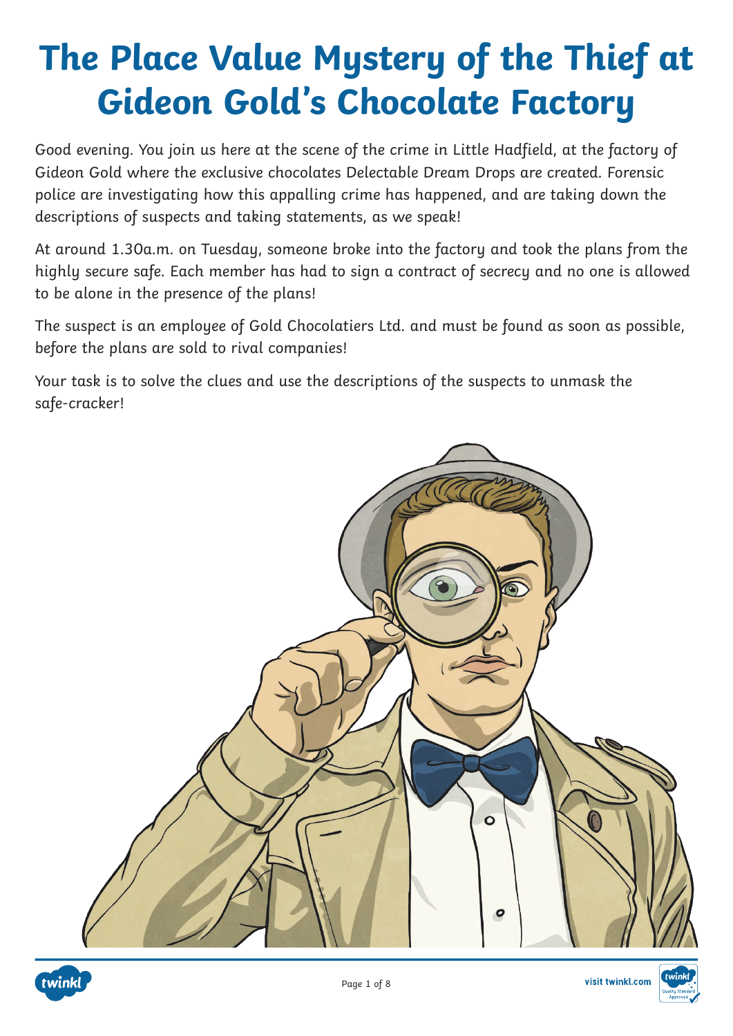# The Place Value Mystery of the Thief at Gideon Gold's Chocolate Factory

Good evening. You join us here at the scene of the crime in Little Hadfield, at the factory of Gideon Gold where the exclusive chocolates Delectable Dream Drops are created. Forensic police are investigating how this appalling crime has happened, and are taking down the descriptions of suspects and taking statements, as we speak!

At around 1.30a.m. on Tuesday, someone broke into the factory and took the plans from the highly secure safe. Each member has had to sign a contract of secrecy and no one is allowed to be alone in the presence of the plans!

The suspect is an employee of Gold Chocolatiers Ltd. and must be found as soon as possible, before the plans are sold to rival companies!

Your task is to solve the clues and use the descriptions of the suspects to unmask the safe-cracker!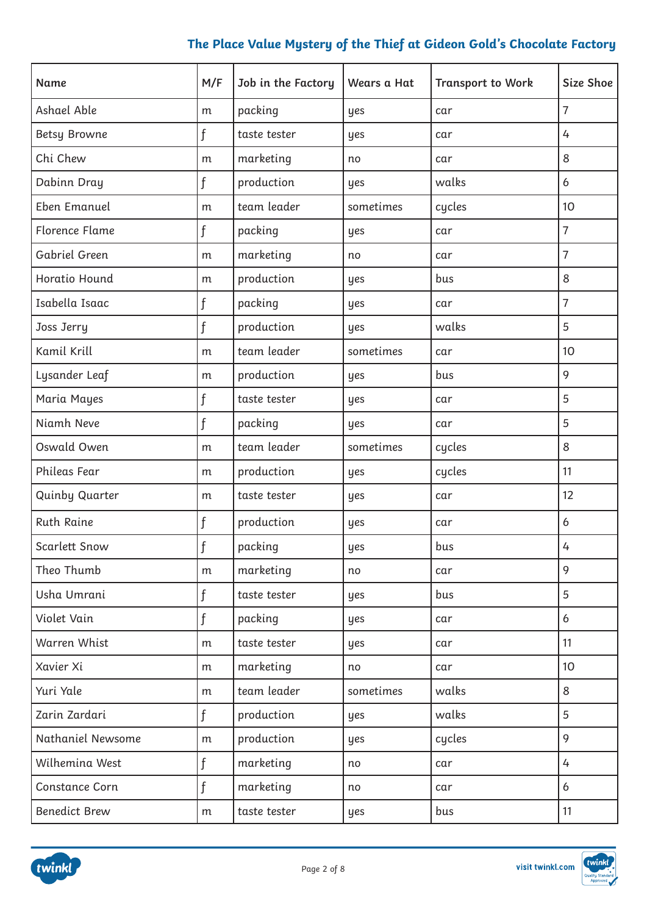| Name | M/F | Job in the Factory | Wears a Hat | Transport to Work | Size Shoe |
|---|---|---|---|---|---|
| Ashael Able | m | packing | yes | car | 7 |
| Betsy Browne | f | taste tester | yes | car | 4 |
| Chi Chew | m | marketing | no | car | 8 |
| Dabinn Dray | f | production | yes | walks | 6 |
| Eben Emanuel | m | team leader | sometimes | cycles | 10 |
| Florence Flame | f | packing | yes | car | 7 |
| Gabriel Green | m | marketing | no | car | 7 |
| Horatio Hound | m | production | yes | bus | 8 |
| Isabella Isaac | f | packing | yes | car | 7 |
| Joss Jerry | f | production | yes | walks | 5 |
| Kamil Krill | m | team leader | sometimes | car | 10 |
| Lysander Leaf | m | production | yes | bus | 9 |
| Maria Mayes | f | taste tester | yes | car | 5 |
| Niamh Neve | f | packing | yes | car | 5 |
| Oswald Owen | m | team leader | sometimes | cycles | 8 |
| Phileas Fear | m | production | yes | cycles | 11 |
| Quinby Quarter | m | taste tester | yes | car | 12 |
| Ruth Raine | f | production | yes | car | 6 |
| Scarlett Snow | f | packing | yes | bus | 4 |
| Theo Thumb | m | marketing | no | car | 9 |
| Usha Umrani | f | taste tester | yes | bus | 5 |
| Violet Vain | f | packing | yes | car | 6 |
| Warren Whist | m | taste tester | yes | car | 11 |
| Xavier Xi | m | marketing | no | car | 10 |
| Yuri Yale | m | team leader | sometimes | walks | 8 |
| Zarin Zardari | f | production | yes | walks | 5 |
| Nathaniel Newsome | m | production | yes | cycles | 9 |
| Wilhemina West | f | marketing | no | car | 4 |
| Constance Corn | f | marketing | no | car | 6 |
| Benedict Brew | m | taste tester | yes | bus | 11 |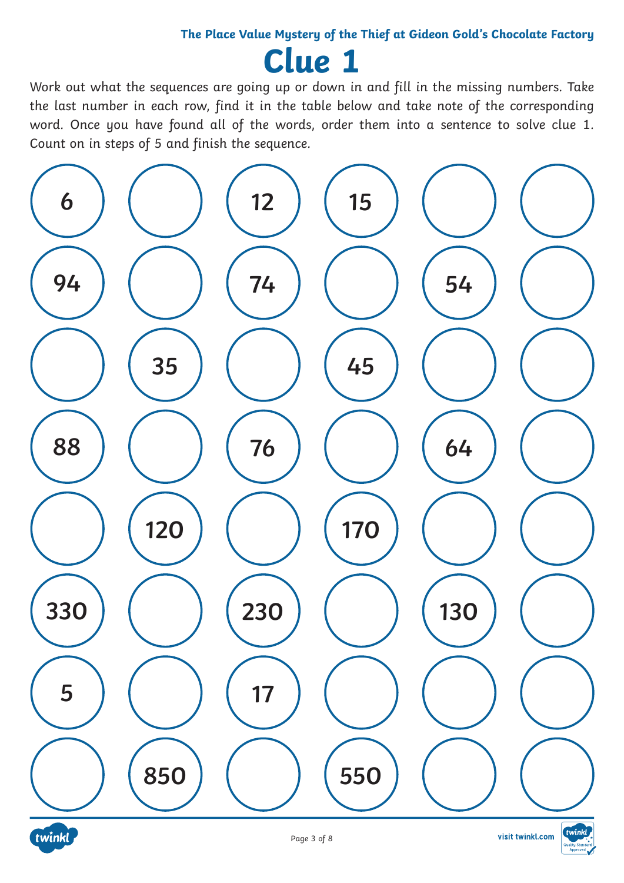The Place Value Mystery of the Thief at Gideon Gold's Chocolate Factory

# Clue 1

Work out what the sequences are going up or down in and fill in the missing numbers. Take the last number in each row, find it in the table below and take note of the corresponding word. Once you have found all of the words, order them into a sentence to solve clue 1. Count on in steps of 5 and finish the sequence.

| | | | | | |
|---|---|---|---|---|---|
| 6 | | 12 | 15 | | |
| 94 | | 74 | | 54 | |
| | 35 | | 45 | | |
| 88 | | 76 | | 64 | |
| | 120 | | 170 | | |
| 330 | | 230 | | 130 | |
| 5 | | 17 | | | |
| | 850 | | 550 | | |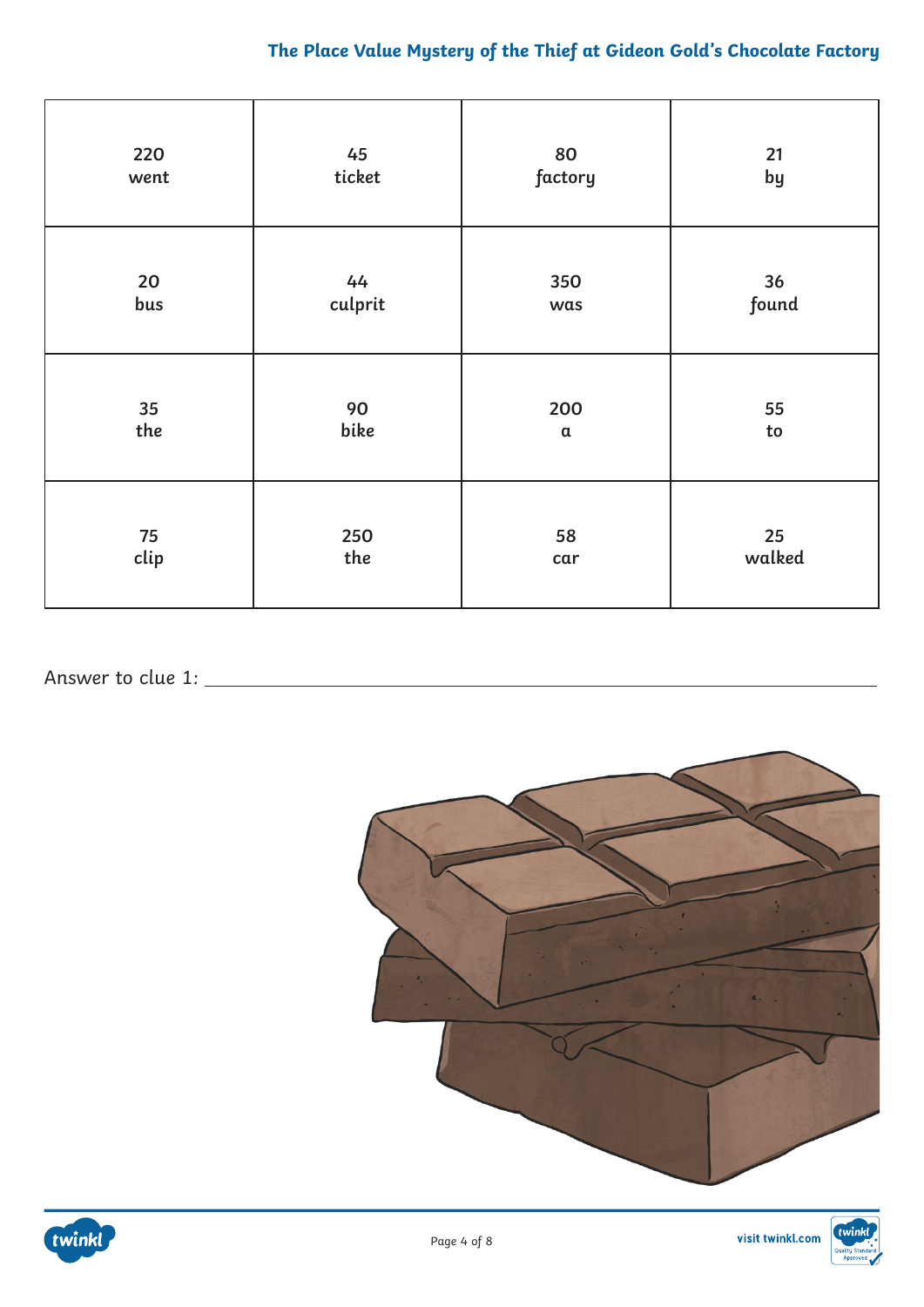| | | | |
|---|---|---|---|
| 220<br>went | 45<br>ticket | 80<br>factory | 21<br>by |
| 20<br>bus | 44<br>culprit | 350<br>was | 36<br>found |
| 35<br>the | 90<br>bike | 200<br>a | 55<br>to |
| 75<br>clip | 250<br>the | 58<br>car | 25<br>walked |

Answer to clue 1: ________________________________________________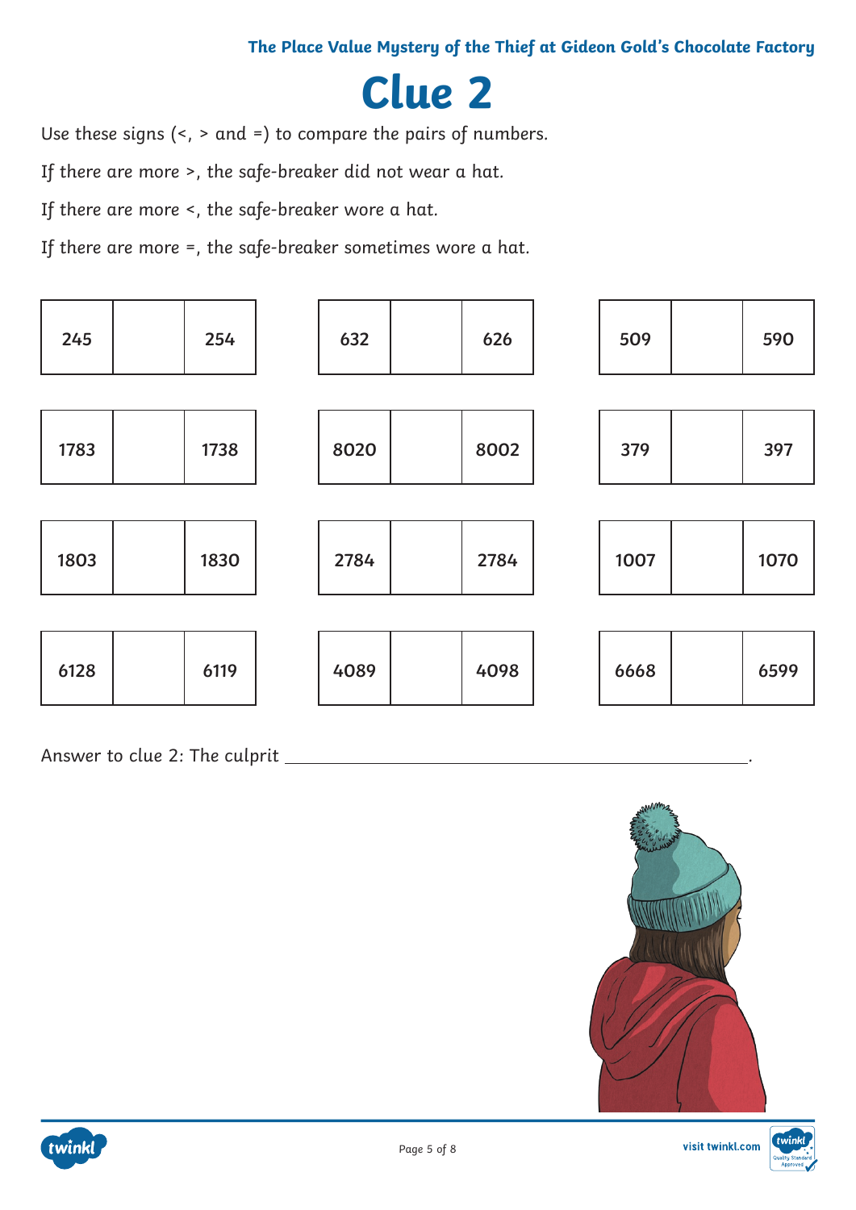# Clue 2

Use these signs (<, > and =) to compare the pairs of numbers.

If there are more >, the safe-breaker did not wear a hat.

If there are more <, the safe-breaker wore a hat.

If there are more =, the safe-breaker sometimes wore a hat.

| 245 |  | 254 |
|---|---|---|
| 632 |  | 626 |
| 509 |  | 590 |
| 1783 |  | 1738 |
| 8020 |  | 8002 |
| 379 |  | 397 |
| 1803 |  | 1830 |
| 2784 |  | 2784 |
| 1007 |  | 1070 |
| 6128 |  | 6119 |
| 4089 |  | 4098 |
| 6668 |  | 6599 |

Answer to clue 2: The culprit ______________________________________________.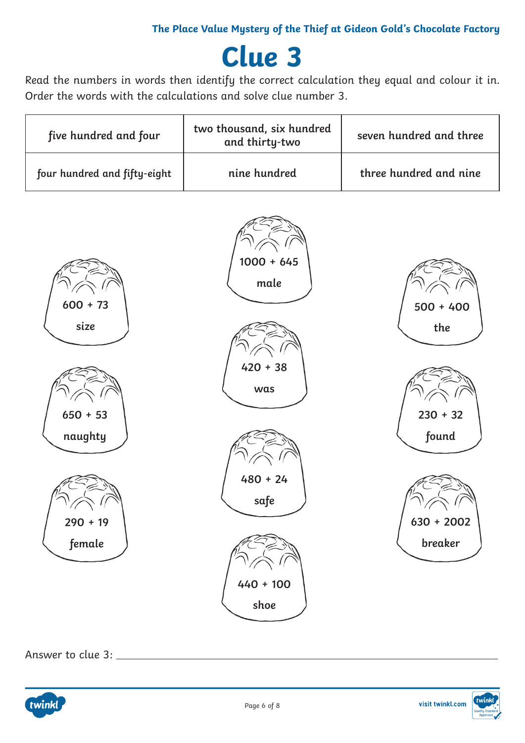# Clue 3

Read the numbers in words then identify the correct calculation they equal and colour it in. Order the words with the calculations and solve clue number 3.

| | | |
|---|---|---|
| five hundred and four | two thousand, six hundred and thirty-two | seven hundred and three |
| four hundred and fifty-eight | nine hundred | three hundred and nine |

**1000 + 645**
**male**

**600 + 73**
**size**

**500 + 400**
**the**

**420 + 38**
**was**

**650 + 53**
**naughty**

**230 + 32**
**found**

**480 + 24**
**safe**

**290 + 19**
**female**

**630 + 2002**
**breaker**

**440 + 100**
**shoe**

Answer to clue 3: \_\_\_\_\_\_\_\_\_\_\_\_\_\_\_\_\_\_\_\_\_\_\_\_\_\_\_\_\_\_\_\_\_\_\_\_\_\_\_\_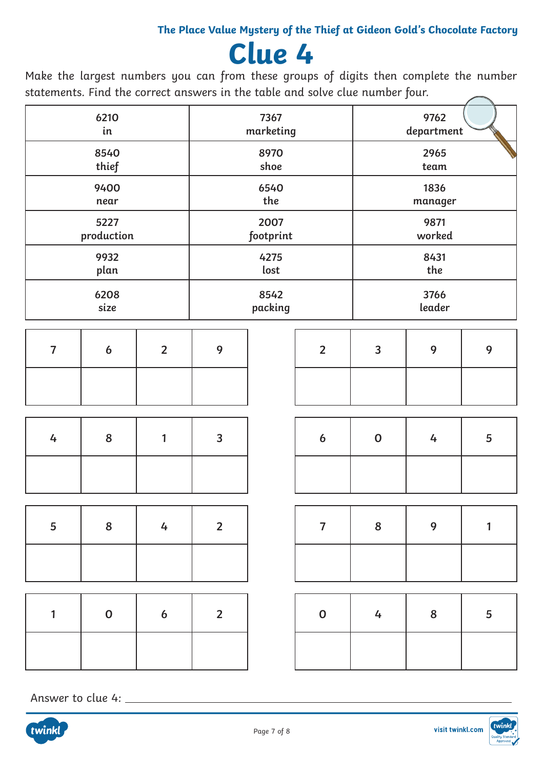The Place Value Mystery of the Thief at Gideon Gold's Chocolate Factory

# Clue 4

Make the largest numbers you can from these groups of digits then complete the number statements. Find the correct answers in the table and solve clue number four.

| | | |
|---|---|---|
| 6210<br>in | 7367<br>marketing | 9762<br>department |
| 8540<br>thief | 8970<br>shoe | 2965<br>team |
| 9400<br>near | 6540<br>the | 1836<br>manager |
| 5227<br>production | 2007<br>footprint | 9871<br>worked |
| 9932<br>plan | 4275<br>lost | 8431<br>the |
| 6208<br>size | 8542<br>packing | 3766<br>leader |

| 7 | 6 | 2 | 9 |
|---|---|---|---|
| | | | |

| 2 | 3 | 9 | 9 |
|---|---|---|---|
| | | | |

| 4 | 8 | 1 | 3 |
|---|---|---|---|
| | | | |

| 6 | 0 | 4 | 5 |
|---|---|---|---|
| | | | |

| 5 | 8 | 4 | 2 |
|---|---|---|---|
| | | | |

| 7 | 8 | 9 | 1 |
|---|---|---|---|
| | | | |

| 1 | 0 | 6 | 2 |
|---|---|---|---|
| | | | |

| 0 | 4 | 8 | 5 |
|---|---|---|---|
| | | | |

Answer to clue 4: ______________________________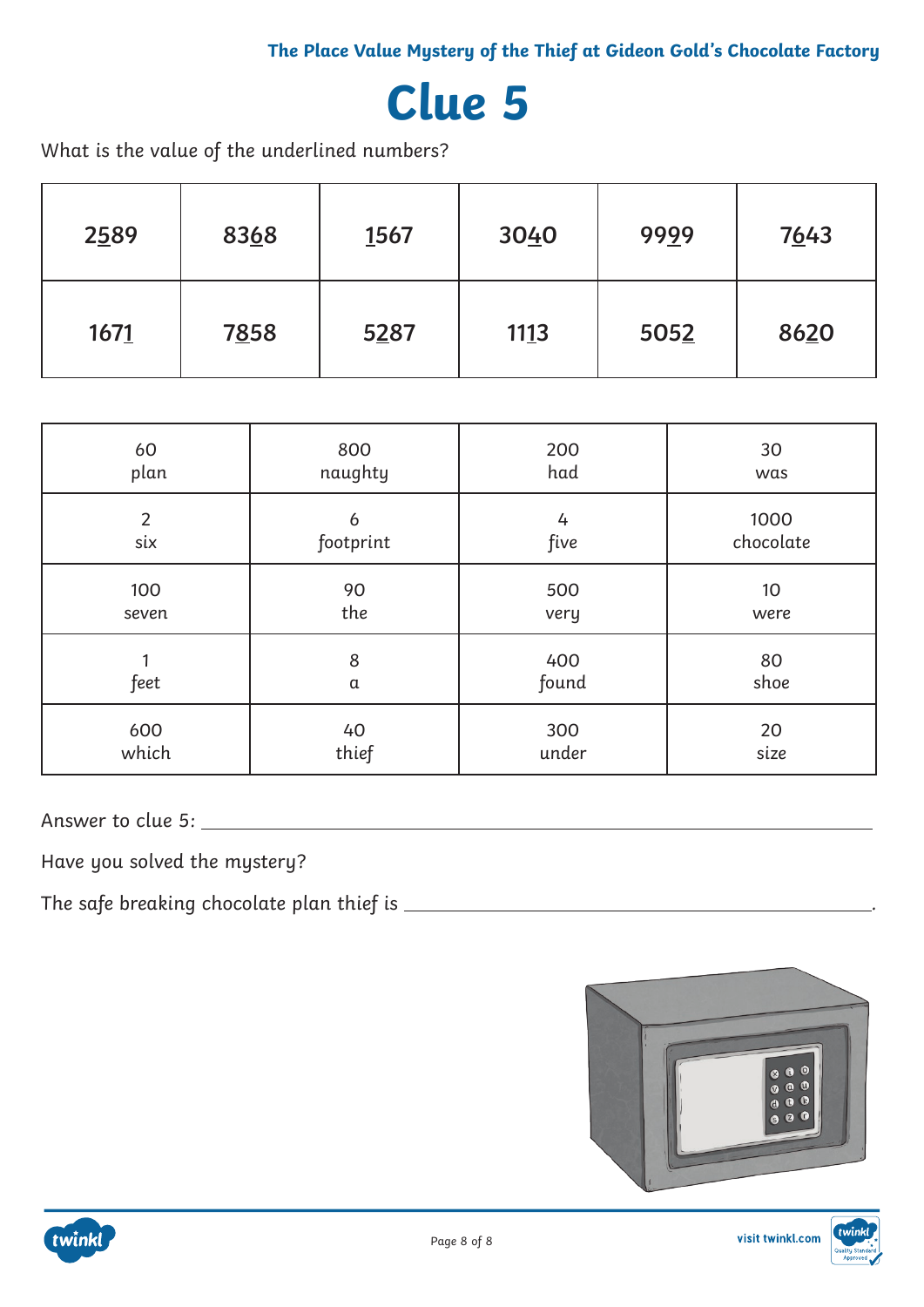# Clue 5

What is the value of the underlined numbers?

| | | | | | |
|---|---|---|---|---|---|
| 2<u>5</u>89 | 83<u>6</u>8 | <u>1</u>567 | 30<u>4</u>0 | 99<u>9</u>9 | 7<u>6</u>43 |
| 167<u>1</u> | 7<u>8</u>58 | 5<u>2</u>87 | 11<u>1</u>3 | 505<u>2</u> | 86<u>2</u>0 |

| | | | |
|---|---|---|---|
| 60<br>plan | 800<br>naughty | 200<br>had | 30<br>was |
| 2<br>six | 6<br>footprint | 4<br>five | 1000<br>chocolate |
| 100<br>seven | 90<br>the | 500<br>very | 10<br>were |
| 1<br>feet | 8<br>a | 400<br>found | 80<br>shoe |
| 600<br>which | 40<br>thief | 300<br>under | 20<br>size |

Answer to clue 5: ______________________________________________

Have you solved the mystery?

The safe breaking chocolate plan thief is ______________________________________.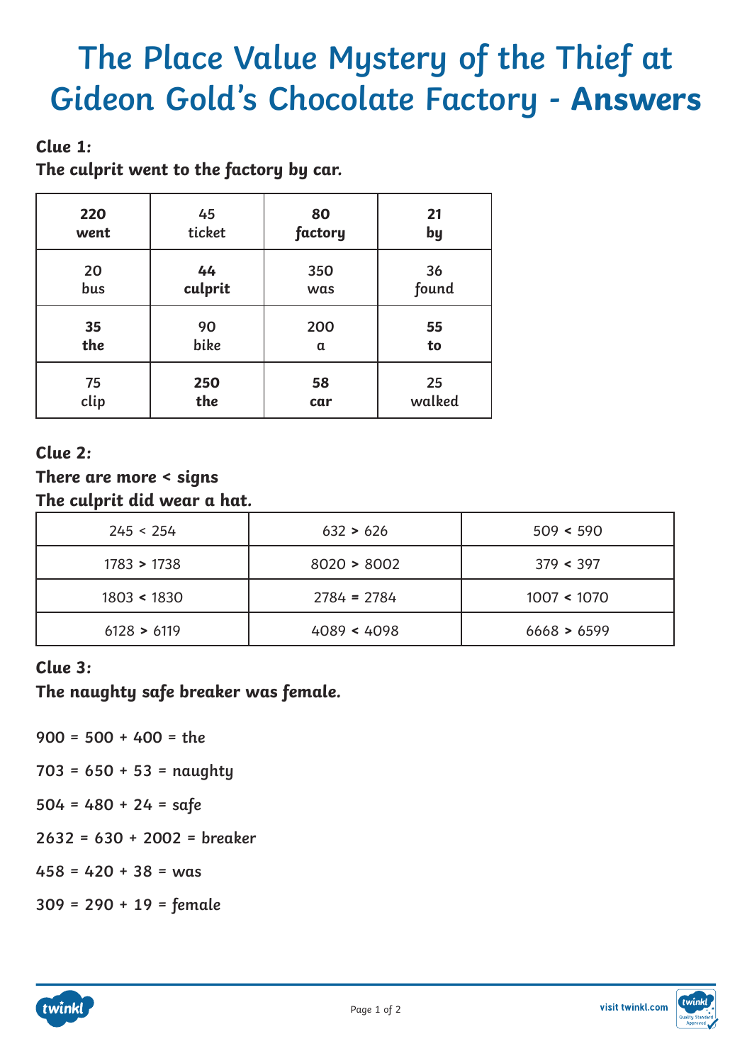# The Place Value Mystery of the Thief at Gideon Gold's Chocolate Factory - **Answers**

**Clue 1:**

**The culprit went to the factory by car.**

| **220 went** | 45 ticket | **80 factory** | **21 by** |
|---|---|---|---|
| 20 bus | **44 culprit** | 350 was | 36 found |
| **35 the** | 90 bike | 200 a | **55 to** |
| 75 clip | **250 the** | **58 car** | 25 walked |

**Clue 2:**

**There are more < signs**

**The culprit did wear a hat.**

| 245 < 254 | 632 **>** 626 | 509 **<** 590 |
|---|---|---|
| 1783 **>** 1738 | 8020 **>** 8002 | 379 **<** 397 |
| 1803 **<** 1830 | 2784 **=** 2784 | 1007 **<** 1070 |
| 6128 **>** 6119 | 4089 **<** 4098 | 6668 **>** 6599 |

**Clue 3:**

**The naughty safe breaker was female.**

**900 = 500 + 400 = the**

**703 = 650 + 53 = naughty**

**504 = 480 + 24 = safe**

**2632 = 630 + 2002 = breaker**

**458 = 420 + 38 = was**

**309 = 290 + 19 = female**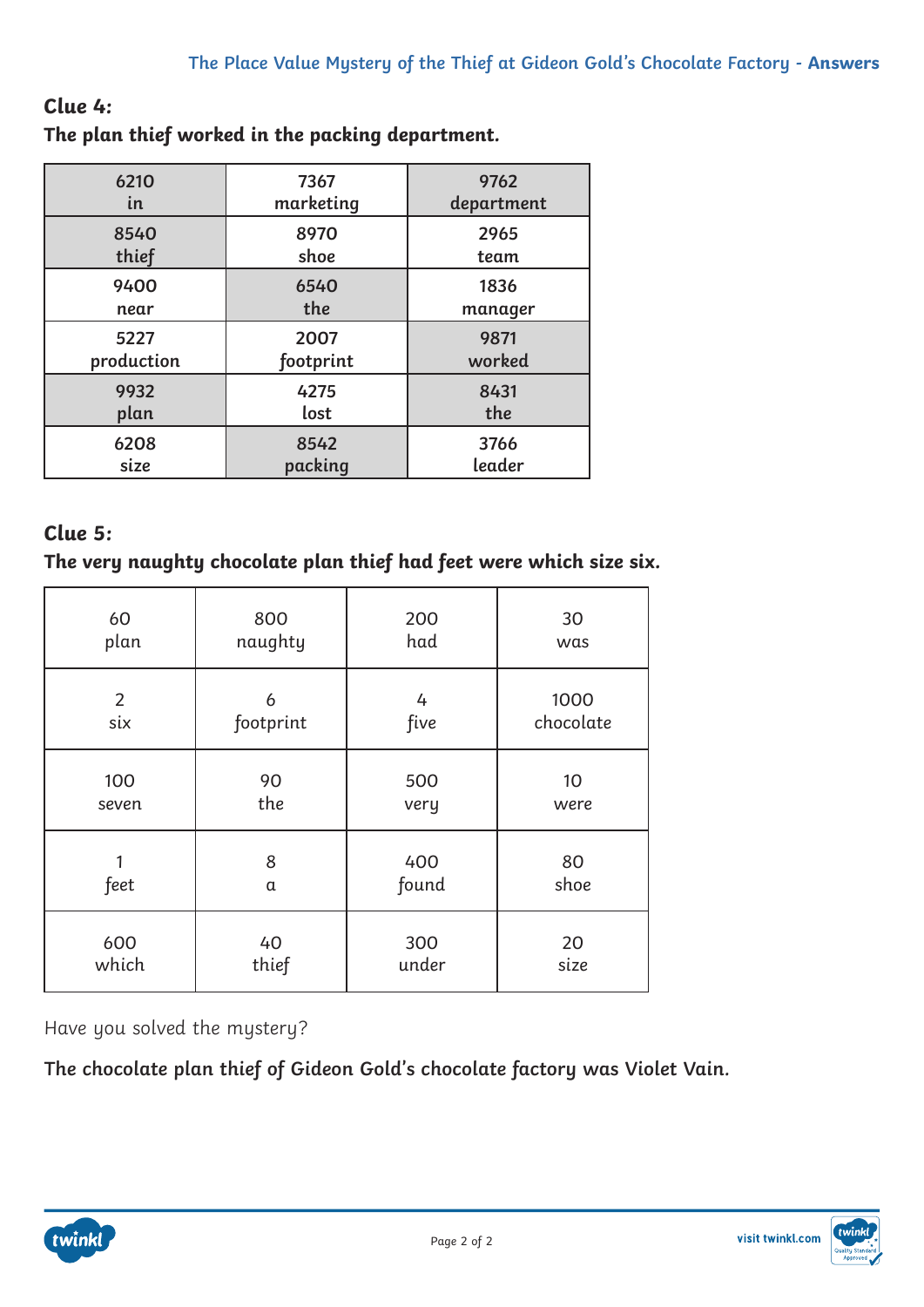## Clue 4:

**The plan thief worked in the packing department.**

| | | |
|---|---|---|
| 6210<br>in | 7367<br>marketing | 9762<br>department |
| 8540<br>thief | 8970<br>shoe | 2965<br>team |
| 9400<br>near | 6540<br>the | 1836<br>manager |
| 5227<br>production | 2007<br>footprint | 9871<br>worked |
| 9932<br>plan | 4275<br>lost | 8431<br>the |
| 6208<br>size | 8542<br>packing | 3766<br>leader |

## Clue 5:

**The very naughty chocolate plan thief had feet were which size six.**

| | | | |
|---|---|---|---|
| 60<br>plan | 800<br>naughty | 200<br>had | 30<br>was |
| 2<br>six | 6<br>footprint | 4<br>five | 1000<br>chocolate |
| 100<br>seven | 90<br>the | 500<br>very | 10<br>were |
| 1<br>feet | 8<br>a | 400<br>found | 80<br>shoe |
| 600<br>which | 40<br>thief | 300<br>under | 20<br>size |

Have you solved the mystery?

**The chocolate plan thief of Gideon Gold's chocolate factory was Violet Vain.**